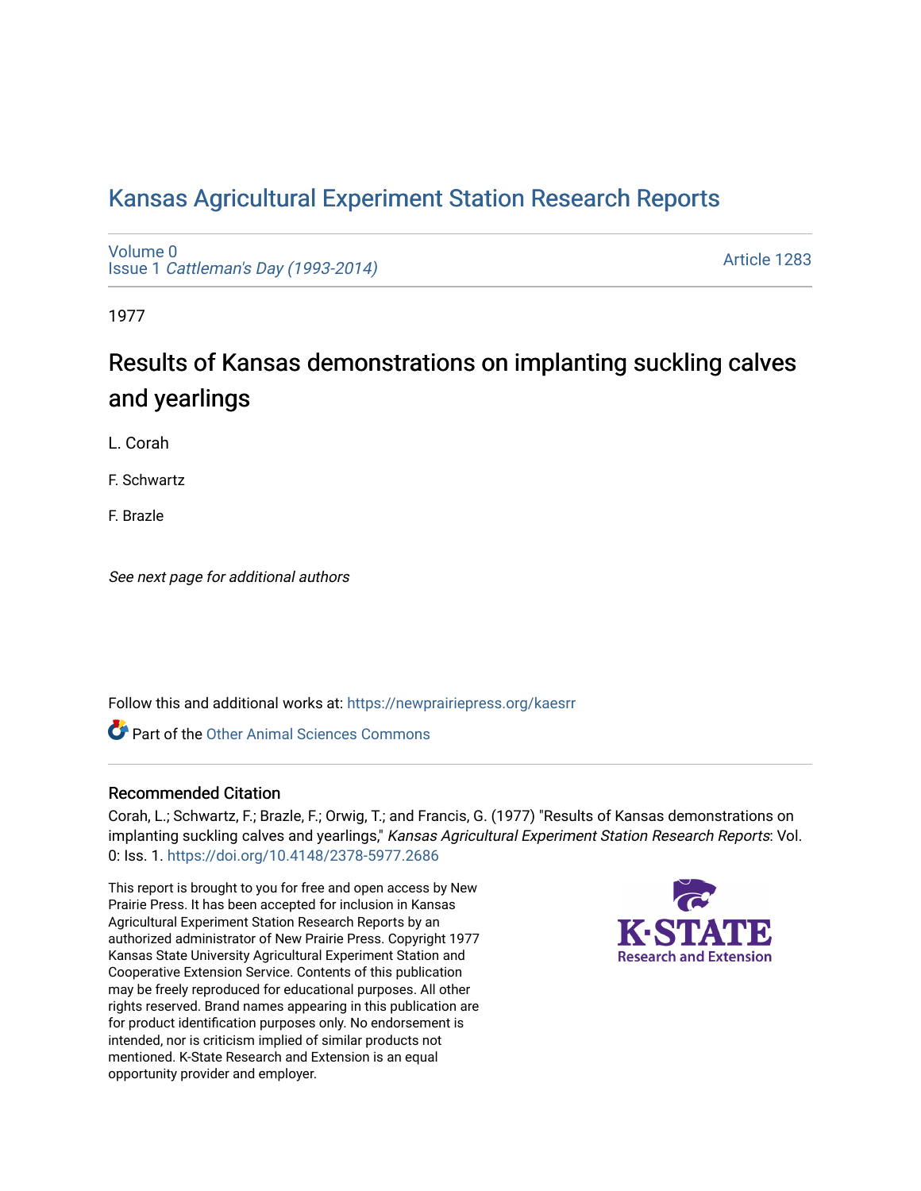# Kansas Agricultural Experiment Station Research Reports

Volume 0
Issue 1 *Cattleman's Day (1993-2014)*

Article 1283

1977

## Results of Kansas demonstrations on implanting suckling calves and yearlings

L. Corah

F. Schwartz

F. Brazle

*See next page for additional authors*

Follow this and additional works at: https://newprairiepress.org/kaesrr

Part of the Other Animal Sciences Commons

### Recommended Citation

Corah, L.; Schwartz, F.; Brazle, F.; Orwig, T.; and Francis, G. (1977) "Results of Kansas demonstrations on implanting suckling calves and yearlings," *Kansas Agricultural Experiment Station Research Reports*: Vol. 0: Iss. 1. https://doi.org/10.4148/2378-5977.2686

This report is brought to you for free and open access by New Prairie Press. It has been accepted for inclusion in Kansas Agricultural Experiment Station Research Reports by an authorized administrator of New Prairie Press. Copyright 1977 Kansas State University Agricultural Experiment Station and Cooperative Extension Service. Contents of this publication may be freely reproduced for educational purposes. All other rights reserved. Brand names appearing in this publication are for product identification purposes only. No endorsement is intended, nor is criticism implied of similar products not mentioned. K-State Research and Extension is an equal opportunity provider and employer.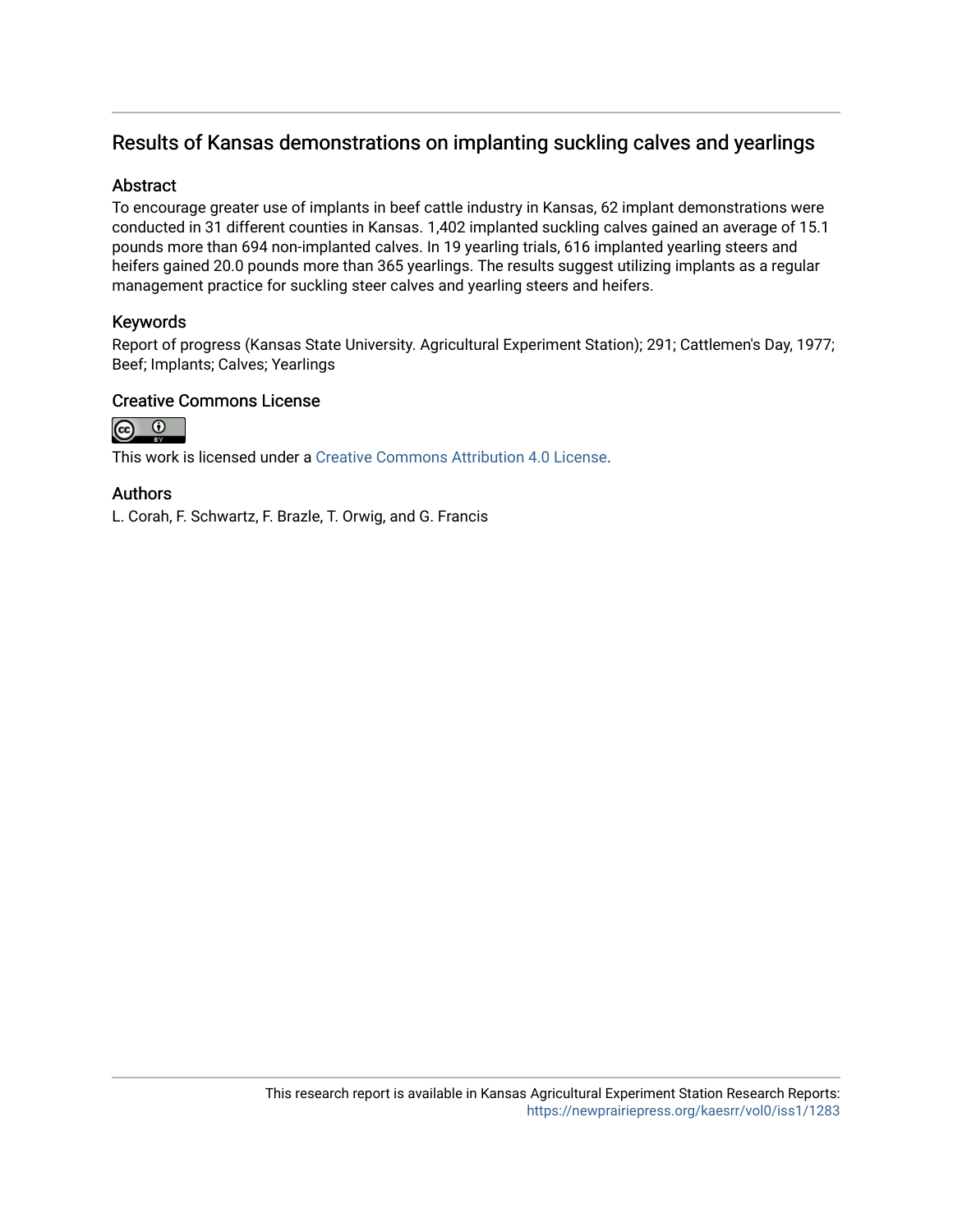# Results of Kansas demonstrations on implanting suckling calves and yearlings

## Abstract

To encourage greater use of implants in beef cattle industry in Kansas, 62 implant demonstrations were conducted in 31 different counties in Kansas. 1,402 implanted suckling calves gained an average of 15.1 pounds more than 694 non-implanted calves. In 19 yearling trials, 616 implanted yearling steers and heifers gained 20.0 pounds more than 365 yearlings. The results suggest utilizing implants as a regular management practice for suckling steer calves and yearling steers and heifers.

## Keywords

Report of progress (Kansas State University. Agricultural Experiment Station); 291; Cattlemen's Day, 1977; Beef; Implants; Calves; Yearlings

## Creative Commons License

This work is licensed under a Creative Commons Attribution 4.0 License.

## Authors

L. Corah, F. Schwartz, F. Brazle, T. Orwig, and G. Francis

This research report is available in Kansas Agricultural Experiment Station Research Reports: https://newprairiepress.org/kaesrr/vol0/iss1/1283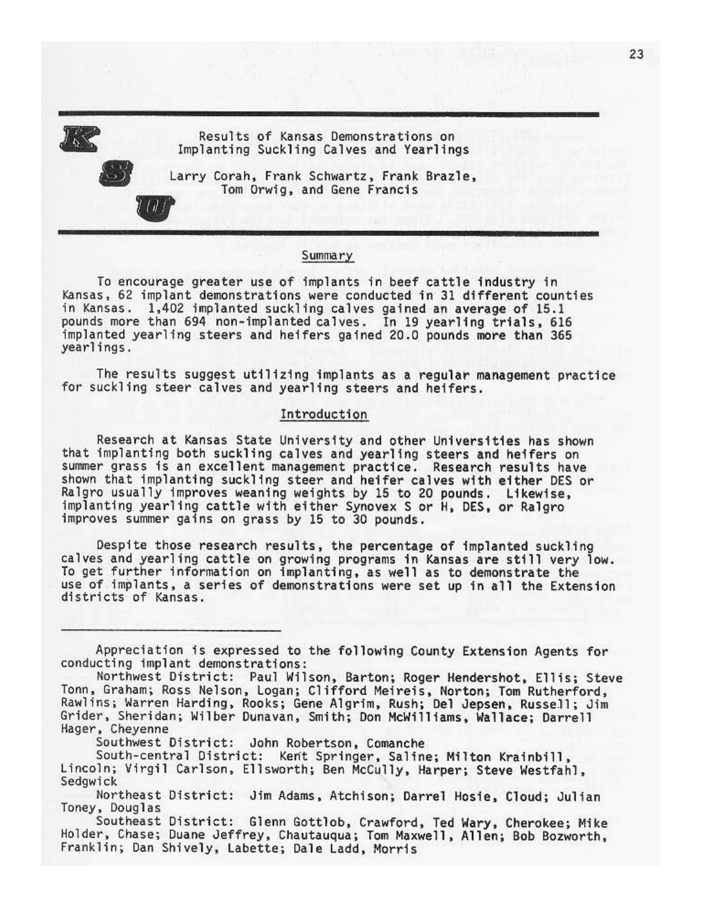# Results of Kansas Demonstrations on Implanting Suckling Calves and Yearlings

Larry Corah, Frank Schwartz, Frank Brazle, Tom Orwig, and Gene Francis

## Summary

To encourage greater use of implants in beef cattle industry in Kansas, 62 implant demonstrations were conducted in 31 different counties in Kansas. 1,402 implanted suckling calves gained an average of 15.1 pounds more than 694 non-implanted calves. In 19 yearling trials, 616 implanted yearling steers and heifers gained 20.0 pounds more than 365 yearlings.

The results suggest utilizing implants as a regular management practice for suckling steer calves and yearling steers and heifers.

## Introduction

Research at Kansas State University and other Universities has shown that implanting both suckling calves and yearling steers and heifers on summer grass is an excellent management practice. Research results have shown that implanting suckling steer and heifer calves with either DES or Ralgro usually improves weaning weights by 15 to 20 pounds. Likewise, implanting yearling cattle with either Synovex S or H, DES, or Ralgro improves summer gains on grass by 15 to 30 pounds.

Despite those research results, the percentage of implanted suckling calves and yearling cattle on growing programs in Kansas are still very low. To get further information on implanting, as well as to demonstrate the use of implants, a series of demonstrations were set up in all the Extension districts of Kansas.

---

Appreciation is expressed to the following County Extension Agents for conducting implant demonstrations:

Northwest District: Paul Wilson, Barton; Roger Hendershot, Ellis; Steve Tonn, Graham; Ross Nelson, Logan; Clifford Meireis, Norton; Tom Rutherford, Rawlins; Warren Harding, Rooks; Gene Algrim, Rush; Del Jepsen, Russell; Jim Grider, Sheridan; Wilber Dunavan, Smith; Don McWilliams, Wallace; Darrell Hager, Cheyenne

Southwest District: John Robertson, Comanche

South-central District: Kent Springer, Saline; Milton Krainbill, Lincoln; Virgil Carlson, Ellsworth; Ben McCully, Harper; Steve Westfahl, Sedgwick

Northeast District: Jim Adams, Atchison; Darrel Hosie, Cloud; Julian Toney, Douglas

Southeast District: Glenn Gottlob, Crawford, Ted Wary, Cherokee; Mike Holder, Chase; Duane Jeffrey, Chautauqua; Tom Maxwell, Allen; Bob Bozworth, Franklin; Dan Shively, Labette; Dale Ladd, Morris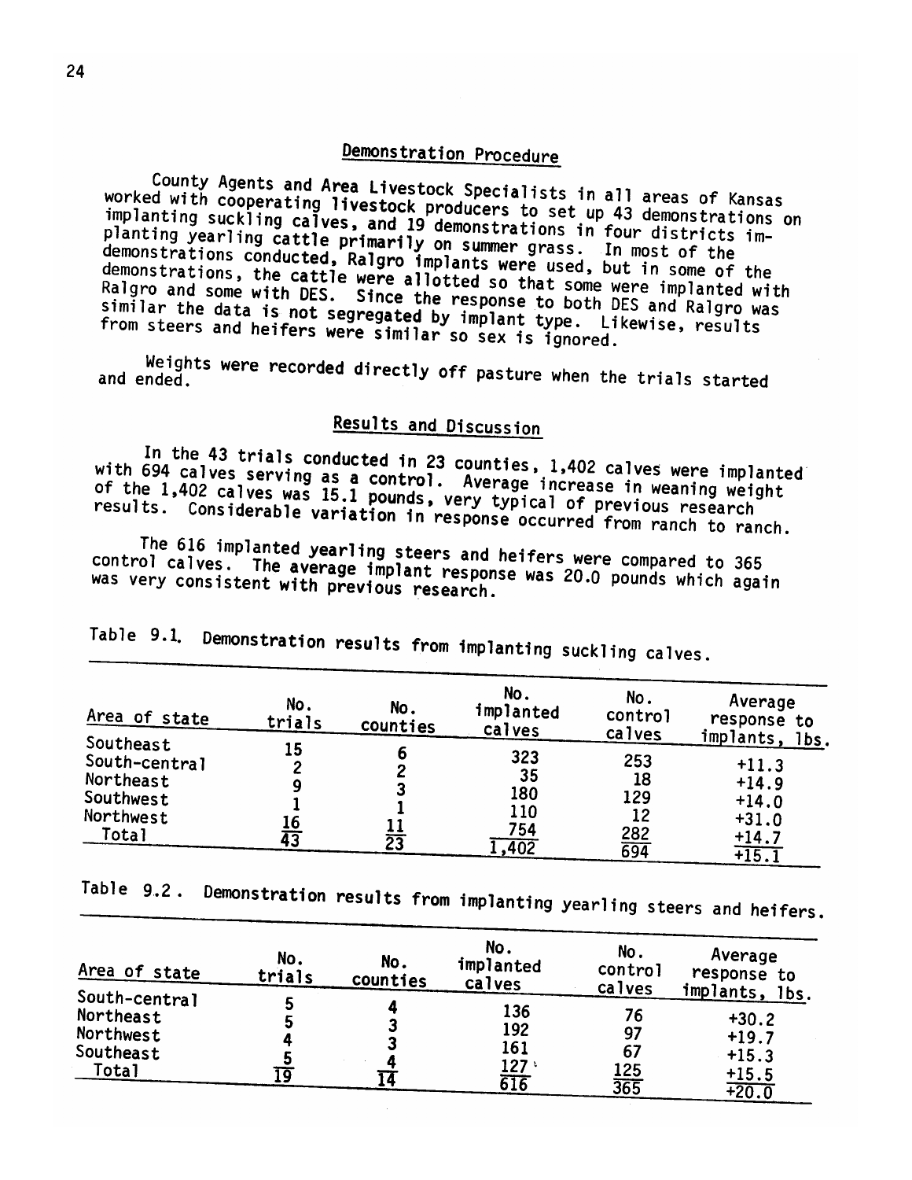## Demonstration Procedure

County Agents and Area Livestock Specialists in all areas of Kansas worked with cooperating livestock producers to set up 43 demonstrations on implanting suckling calves, and 19 demonstrations in four districts implanting yearling cattle primarily on summer grass. In most of the demonstrations conducted, Ralgro implants were used, but in some of the demonstrations, the cattle were allotted so that some were implanted with Ralgro and some with DES. Since the response to both DES and Ralgro was similar the data is not segregated by implant type. Likewise, results from steers and heifers were similar so sex is ignored.

Weights were recorded directly off pasture when the trials started and ended.

## Results and Discussion

In the 43 trials conducted in 23 counties, 1,402 calves were implanted with 694 calves serving as a control. Average increase in weaning weight of the 1,402 calves was 15.1 pounds, very typical of previous research results. Considerable variation in response occurred from ranch to ranch.

The 616 implanted yearling steers and heifers were compared to 365 control calves. The average implant response was 20.0 pounds which again was very consistent with previous research.

Table 9.1. Demonstration results from implanting suckling calves.

| Area of state | No. trials | No. counties | No. implanted calves | No. control calves | Average response to implants, lbs. |
|---|---|---|---|---|---|
| Southeast | 15 | 6 | 323 | 253 | +11.3 |
| South-central | 2 | 2 | 35 | 18 | +14.9 |
| Northeast | 9 | 3 | 180 | 129 | +14.0 |
| Southwest | 1 | 1 | 110 | 12 | +31.0 |
| Northwest | 16 | 11 | 754 | 282 | +14.7 |
| Total | 43 | 23 | 1,402 | 694 | +15.1 |

Table 9.2. Demonstration results from implanting yearling steers and heifers.

| Area of state | No. trials | No. counties | No. implanted calves | No. control calves | Average response to implants, lbs. |
|---|---|---|---|---|---|
| South-central | 5 | 4 | 136 | 76 | +30.2 |
| Northeast | 5 | 3 | 192 | 97 | +19.7 |
| Northwest | 4 | 3 | 161 | 67 | +15.3 |
| Southeast | 5 | 4 | 127 | 125 | +15.5 |
| Total | 19 | 14 | 616 | 365 | +20.0 |